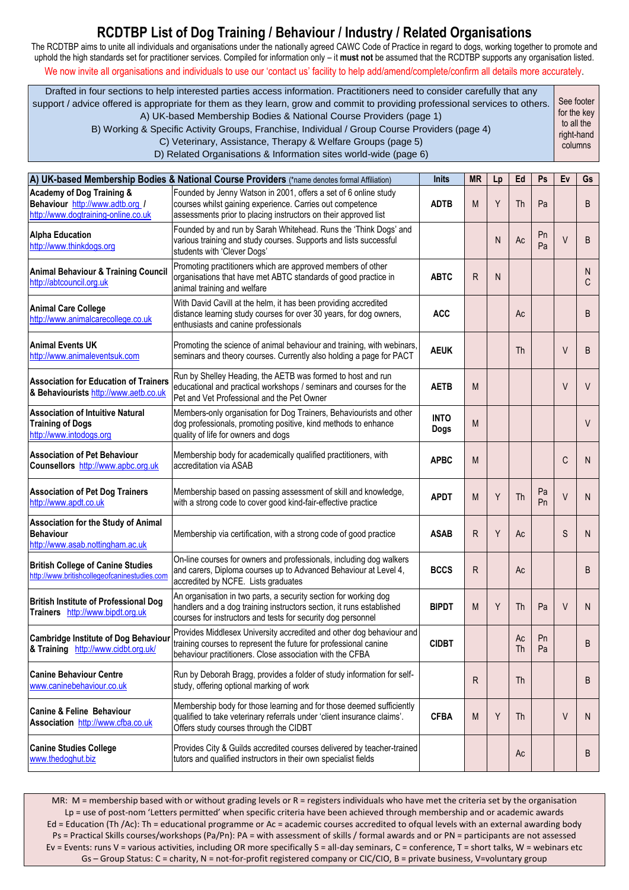# RCDTBP List of Dog Training / Behaviour / Industry / Related Organisations

The RCDTBP aims to unite all individuals and organisations under the nationally agreed CAWC Code of Practice in regard to dogs, working together to promote and uphold the high standards set for practitioner services. Compiled for information only – it **must not** be assumed that the RCDTBP supports any organisation listed.

We now invite all organisations and individuals to use our 'contact us' facility to help add/amend/complete/confirm all details more accurately.

Drafted in four sections to help interested parties access information. Practitioners need to consider carefully that any support / advice offered is appropriate for them as they learn, grow and commit to providing professional services to others.

A) UK-based Membership Bodies & National Course Providers (page 1)
B) Working & Specific Activity Groups, Franchise, Individual / Group Course Providers (page 4)
C) Veterinary, Assistance, Therapy & Welfare Groups (page 5)
D) Related Organisations & Information sites world-wide (page 6)

See footer for the key to all the right-hand columns

| A) UK-based Membership Bodies & National Course Providers (*name denotes formal Affiliation) | | Inits | MR | Lp | Ed | Ps | Ev | Gs |
|---|---|---|---|---|---|---|---|---|
| **Academy of Dog Training & Behaviour** http://www.adtb.org / http://www.dogtraining-online.co.uk | Founded by Jenny Watson in 2001, offers a set of 6 online study courses whilst gaining experience. Carries out competence assessments prior to placing instructors on their approved list | **ADTB** | M | Y | Th | Pa | | B |
| **Alpha Education** http://www.thinkdogs.org | Founded by and run by Sarah Whitehead. Runs the 'Think Dogs' and various training and study courses. Supports and lists successful students with 'Clever Dogs' | | | N | Ac | Pn Pa | V | B |
| **Animal Behaviour & Training Council** http://abtcouncil.org.uk | Promoting practitioners which are approved members of other organisations that have met ABTC standards of good practice in animal training and welfare | **ABTC** | R | N | | | | N C |
| **Animal Care College** http://www.animalcarecollege.co.uk | With David Cavill at the helm, it has been providing accredited distance learning study courses for over 30 years, for dog owners, enthusiasts and canine professionals | **ACC** | | | Ac | | | B |
| **Animal Events UK** http://www.animaleventsuk.com | Promoting the science of animal behaviour and training, with webinars, seminars and theory courses. Currently also holding a page for PACT | **AEUK** | | | Th | | V | B |
| **Association for Education of Trainers & Behaviourists** http://www.aetb.co.uk | Run by Shelley Heading, the AETB was formed to host and run educational and practical workshops / seminars and courses for the Pet and Vet Professional and the Pet Owner | **AETB** | M | | | | V | V |
| **Association of Intuitive Natural Training of Dogs** http://www.intodogs.org | Members-only organisation for Dog Trainers, Behaviourists and other dog professionals, promoting positive, kind methods to enhance quality of life for owners and dogs | **INTO Dogs** | M | | | | | V |
| **Association of Pet Behaviour Counsellors** http://www.apbc.org.uk | Membership body for academically qualified practitioners, with accreditation via ASAB | **APBC** | M | | | | C | N |
| **Association of Pet Dog Trainers** http://www.apdt.co.uk | Membership based on passing assessment of skill and knowledge, with a strong code to cover good kind-fair-effective practice | **APDT** | M | Y | Th | Pa Pn | V | N |
| **Association for the Study of Animal Behaviour** http://www.asab.nottingham.ac.uk | Membership via certification, with a strong code of good practice | **ASAB** | R | Y | Ac | | S | N |
| **British College of Canine Studies** http://www.britishcollegeofcaninestudies.com | On-line courses for owners and professionals, including dog walkers and carers, Diploma courses up to Advanced Behaviour at Level 4, accredited by NCFE. Lists graduates | **BCCS** | R | | Ac | | | B |
| **British Institute of Professional Dog Trainers** http://www.bipdt.org.uk | An organisation in two parts, a security section for working dog handlers and a dog training instructors section, it runs established courses for instructors and tests for security dog personnel | **BIPDT** | M | Y | Th | Pa | V | N |
| **Cambridge Institute of Dog Behaviour & Training** http://www.cidbt.org.uk/ | Provides Middlesex University accredited and other dog behaviour and training courses to represent the future for professional canine behaviour practitioners. Close association with the CFBA | **CIDBT** | | | Ac Th | Pn Pa | | B |
| **Canine Behaviour Centre** www.caninebehaviour.co.uk | Run by Deborah Bragg, provides a folder of study information for self-study, offering optional marking of work | | R | | Th | | | B |
| **Canine & Feline Behaviour Association** http://www.cfba.co.uk | Membership body for those learning and for those deemed sufficiently qualified to take veterinary referrals under 'client insurance claims'. Offers study courses through the CIDBT | **CFBA** | M | Y | Th | | V | N |
| **Canine Studies College** www.thedoghut.biz | Provides City & Guilds accredited courses delivered by teacher-trained tutors and qualified instructors in their own specialist fields | | | | Ac | | | B |

MR: M = membership based with or without grading levels or R = registers individuals who have met the criteria set by the organisation
Lp = use of post-nom 'Letters permitted' when specific criteria have been achieved through membership and or academic awards
Ed = Education (Th /Ac): Th = educational programme or Ac = academic courses accredited to ofqual levels with an external awarding body
Ps = Practical Skills courses/workshops (Pa/Pn): PA = with assessment of skills / formal awards and or PN = participants are not assessed
Ev = Events: runs V = various activities, including OR more specifically S = all-day seminars, C = conference, T = short talks, W = webinars etc
Gs – Group Status: C = charity, N = not-for-profit registered company or CIC/CIO, B = private business, V=voluntary group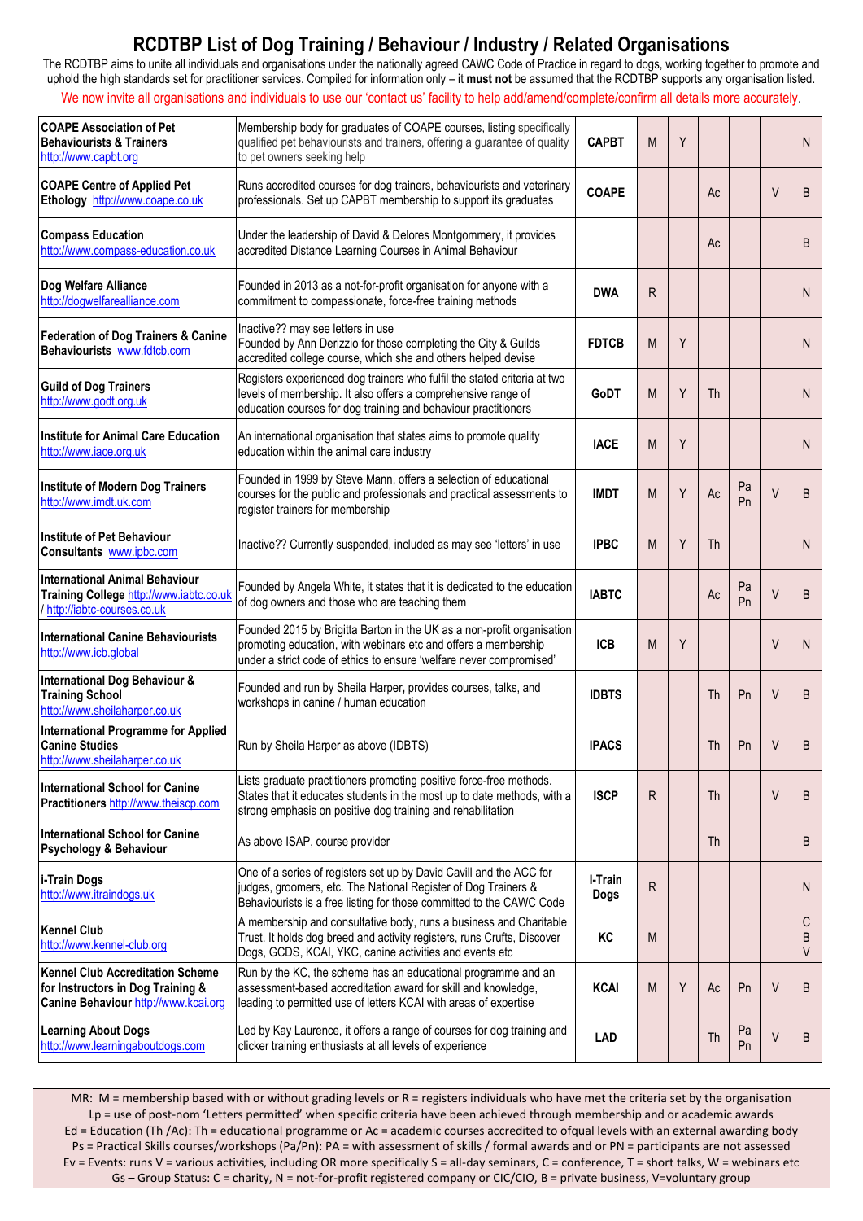# RCDTBP List of Dog Training / Behaviour / Industry / Related Organisations

The RCDTBP aims to unite all individuals and organisations under the nationally agreed CAWC Code of Practice in regard to dogs, working together to promote and uphold the high standards set for practitioner services. Compiled for information only – it **must not** be assumed that the RCDTBP supports any organisation listed.

We now invite all organisations and individuals to use our 'contact us' facility to help add/amend/complete/confirm all details more accurately.

| Organisation | Description | Abbreviation | MR | Lp | Ed | Ps | Ev | Gs |
|---|---|---|---|---|---|---|---|---|
| **COAPE Association of Pet Behaviourists & Trainers** http://www.capbt.org | Membership body for graduates of COAPE courses, listing specifically qualified pet behaviourists and trainers, offering a guarantee of quality to pet owners seeking help | **CAPBT** | M | Y | | | | N |
| **COAPE Centre of Applied Pet Ethology** http://www.coape.co.uk | Runs accredited courses for dog trainers, behaviourists and veterinary professionals. Set up CAPBT membership to support its graduates | **COAPE** | | | Ac | | V | B |
| **Compass Education** http://www.compass-education.co.uk | Under the leadership of David & Delores Montgommery, it provides accredited Distance Learning Courses in Animal Behaviour | | | | Ac | | | B |
| **Dog Welfare Alliance** http://dogwelfarealliance.com | Founded in 2013 as a not-for-profit organisation for anyone with a commitment to compassionate, force-free training methods | **DWA** | R | | | | | N |
| **Federation of Dog Trainers & Canine Behaviourists** www.fdtcb.com | Inactive?? may see letters in use Founded by Ann Derizzio for those completing the City & Guilds accredited college course, which she and others helped devise | **FDTCB** | M | Y | | | | N |
| **Guild of Dog Trainers** http://www.godt.org.uk | Registers experienced dog trainers who fulfil the stated criteria at two levels of membership. It also offers a comprehensive range of education courses for dog training and behaviour practitioners | **GoDT** | M | Y | Th | | | N |
| **Institute for Animal Care Education** http://www.iace.org.uk | An international organisation that states aims to promote quality education within the animal care industry | **IACE** | M | Y | | | | N |
| **Institute of Modern Dog Trainers** http://www.imdt.uk.com | Founded in 1999 by Steve Mann, offers a selection of educational courses for the public and professionals and practical assessments to register trainers for membership | **IMDT** | M | Y | Ac | Pa Pn | V | B |
| **Institute of Pet Behaviour Consultants** www.ipbc.com | Inactive?? Currently suspended, included as may see 'letters' in use | **IPBC** | M | Y | Th | | | N |
| **International Animal Behaviour Training College** http://www.iabtc.co.uk / http://iabtc-courses.co.uk | Founded by Angela White, it states that it is dedicated to the education of dog owners and those who are teaching them | **IABTC** | | | Ac | Pa Pn | V | B |
| **International Canine Behaviourists** http://www.icb.global | Founded 2015 by Brigitta Barton in the UK as a non-profit organisation promoting education, with webinars etc and offers a membership under a strict code of ethics to ensure 'welfare never compromised' | **ICB** | M | Y | | | V | N |
| **International Dog Behaviour & Training School** http://www.sheilaharper.co.uk | Founded and run by Sheila Harper, provides courses, talks, and workshops in canine / human education | **IDBTS** | | | Th | Pn | V | B |
| **International Programme for Applied Canine Studies** http://www.sheilaharper.co.uk | Run by Sheila Harper as above (IDBTS) | **IPACS** | | | Th | Pn | V | B |
| **International School for Canine Practitioners** http://www.theiscp.com | Lists graduate practitioners promoting positive force-free methods. States that it educates students in the most up to date methods, with a strong emphasis on positive dog training and rehabilitation | **ISCP** | R | | Th | | V | B |
| **International School for Canine Psychology & Behaviour** | As above ISAP, course provider | | | | Th | | | B |
| **i-Train Dogs** http://www.itraindogs.uk | One of a series of registers set up by David Cavill and the ACC for judges, groomers, etc. The National Register of Dog Trainers & Behaviourists is a free listing for those committed to the CAWC Code | **I-Train Dogs** | R | | | | | N |
| **Kennel Club** http://www.kennel-club.org | A membership and consultative body, runs a business and Charitable Trust. It holds dog breed and activity registers, runs Crufts, Discover Dogs, GCDS, KCAI, YKC, canine activities and events etc | **KC** | M | | | | | C B V |
| **Kennel Club Accreditation Scheme for Instructors in Dog Training & Canine Behaviour** http://www.kcai.org | Run by the KC, the scheme has an educational programme and an assessment-based accreditation award for skill and knowledge, leading to permitted use of letters KCAI with areas of expertise | **KCAI** | M | Y | Ac | Pn | V | B |
| **Learning About Dogs** http://www.learningaboutdogs.com | Led by Kay Laurence, it offers a range of courses for dog training and clicker training enthusiasts at all levels of experience | **LAD** | | | Th | Pa Pn | V | B |

MR: M = membership based with or without grading levels or R = registers individuals who have met the criteria set by the organisation
Lp = use of post-nom 'Letters permitted' when specific criteria have been achieved through membership and or academic awards
Ed = Education (Th /Ac): Th = educational programme or Ac = academic courses accredited to ofqual levels with an external awarding body
Ps = Practical Skills courses/workshops (Pa/Pn): PA = with assessment of skills / formal awards and or PN = participants are not assessed
Ev = Events: runs V = various activities, including OR more specifically S = all-day seminars, C = conference, T = short talks, W = webinars etc
Gs – Group Status: C = charity, N = not-for-profit registered company or CIC/CIO, B = private business, V=voluntary group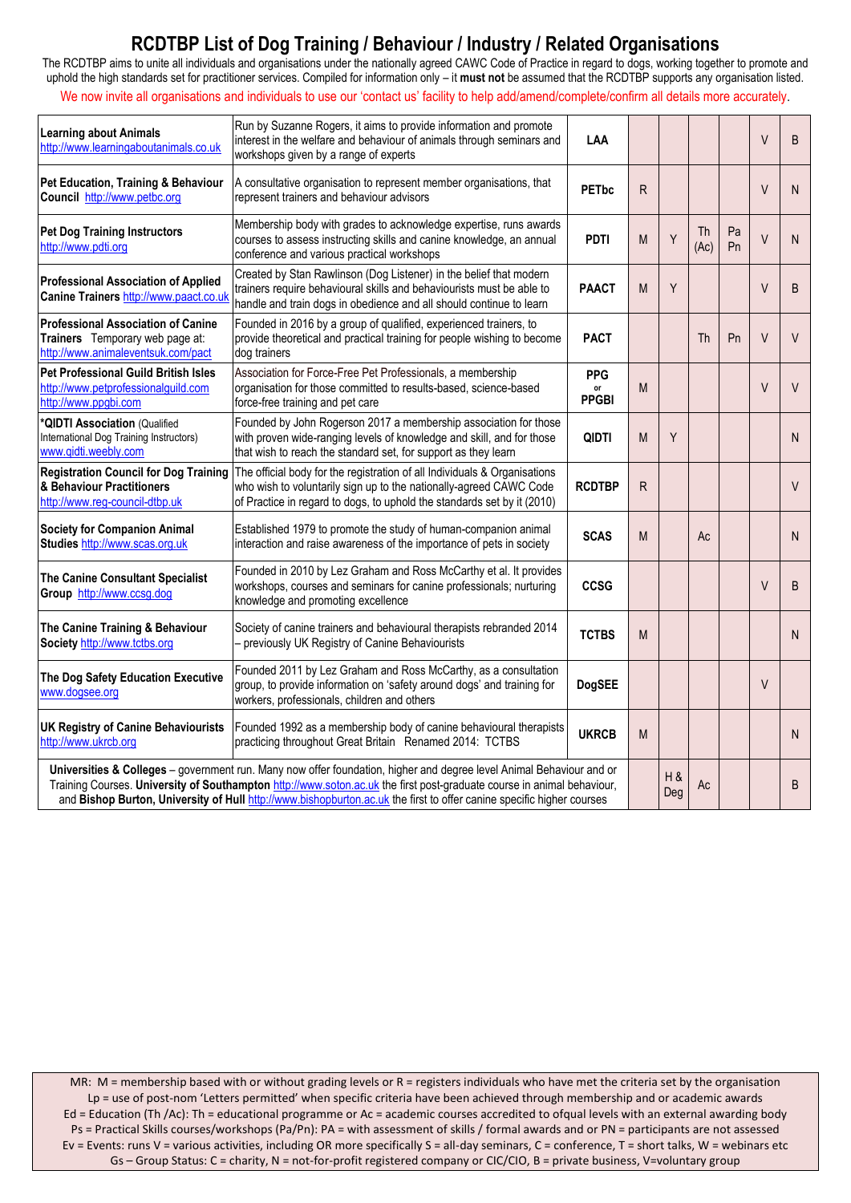# RCDTBP List of Dog Training / Behaviour / Industry / Related Organisations

The RCDTBP aims to unite all individuals and organisations under the nationally agreed CAWC Code of Practice in regard to dogs, working together to promote and uphold the high standards set for practitioner services. Compiled for information only – it **must not** be assumed that the RCDTBP supports any organisation listed.

We now invite all organisations and individuals to use our 'contact us' facility to help add/amend/complete/confirm all details more accurately.

| Organisation | Description | Abbrev. | MR | Lp | Ed | Ps | Ev | Gs |
|---|---|---|---|---|---|---|---|---|
| **Learning about Animals** http://www.learningaboutanimals.co.uk | Run by Suzanne Rogers, it aims to provide information and promote interest in the welfare and behaviour of animals through seminars and workshops given by a range of experts | **LAA** | | | | | V | B |
| **Pet Education, Training & Behaviour Council** http://www.petbc.org | A consultative organisation to represent member organisations, that represent trainers and behaviour advisors | **PETbc** | R | | | | V | N |
| **Pet Dog Training Instructors** http://www.pdti.org | Membership body with grades to acknowledge expertise, runs awards courses to assess instructing skills and canine knowledge, an annual conference and various practical workshops | **PDTI** | M | Y | Th (Ac) | Pa Pn | V | N |
| **Professional Association of Applied Canine Trainers** http://www.paact.co.uk | Created by Stan Rawlinson (Dog Listener) in the belief that modern trainers require behavioural skills and behaviourists must be able to handle and train dogs in obedience and all should continue to learn | **PAACT** | M | Y | | | V | B |
| **Professional Association of Canine Trainers** Temporary web page at: http://www.animaleventsuk.com/pact | Founded in 2016 by a group of qualified, experienced trainers, to provide theoretical and practical training for people wishing to become dog trainers | **PACT** | | | Th | Pn | V | V |
| **Pet Professional Guild British Isles** http://www.petprofessionalguild.com http://www.ppgbi.com | Association for Force-Free Pet Professionals, a membership organisation for those committed to results-based, science-based force-free training and pet care | **PPG** or **PPGBI** | M | | | | V | V |
| **\*QIDTI Association** (Qualified International Dog Training Instructors) www.qidti.weebly.com | Founded by John Rogerson 2017 a membership association for those with proven wide-ranging levels of knowledge and skill, and for those that wish to reach the standard set, for support as they learn | **QIDTI** | M | Y | | | | N |
| **Registration Council for Dog Training & Behaviour Practitioners** http://www.reg-council-dtbp.uk | The official body for the registration of all Individuals & Organisations who wish to voluntarily sign up to the nationally-agreed CAWC Code of Practice in regard to dogs, to uphold the standards set by it (2010) | **RCDTBP** | R | | | | | V |
| **Society for Companion Animal Studies** http://www.scas.org.uk | Established 1979 to promote the study of human-companion animal interaction and raise awareness of the importance of pets in society | **SCAS** | M | | Ac | | | N |
| **The Canine Consultant Specialist Group** http://www.ccsg.dog | Founded in 2010 by Lez Graham and Ross McCarthy et al. It provides workshops, courses and seminars for canine professionals; nurturing knowledge and promoting excellence | **CCSG** | | | | | V | B |
| **The Canine Training & Behaviour Society** http://www.tctbs.org | Society of canine trainers and behavioural therapists rebranded 2014 – previously UK Registry of Canine Behaviourists | **TCTBS** | M | | | | | N |
| **The Dog Safety Education Executive** www.dogsee.org | Founded 2011 by Lez Graham and Ross McCarthy, as a consultation group, to provide information on 'safety around dogs' and training for workers, professionals, children and others | **DogSEE** | | | | | V | |
| **UK Registry of Canine Behaviourists** http://www.ukrcb.org | Founded 1992 as a membership body of canine behavioural therapists practicing throughout Great Britain Renamed 2014: TCTBS | **UKRCB** | M | | | | | N |
| **Universities & Colleges** – government run. Many now offer foundation, higher and degree level Animal Behaviour and or Training Courses. **University of Southampton** http://www.soton.ac.uk the first post-graduate course in animal behaviour, and **Bishop Burton, University of Hull** http://www.bishopburton.ac.uk the first to offer canine specific higher courses | | | | H & Deg | Ac | | | B |

MR: M = membership based with or without grading levels or R = registers individuals who have met the criteria set by the organisation
Lp = use of post-nom 'Letters permitted' when specific criteria have been achieved through membership and or academic awards
Ed = Education (Th /Ac): Th = educational programme or Ac = academic courses accredited to ofqual levels with an external awarding body
Ps = Practical Skills courses/workshops (Pa/Pn): PA = with assessment of skills / formal awards and or PN = participants are not assessed
Ev = Events: runs V = various activities, including OR more specifically S = all-day seminars, C = conference, T = short talks, W = webinars etc
Gs – Group Status: C = charity, N = not-for-profit registered company or CIC/CIO, B = private business, V=voluntary group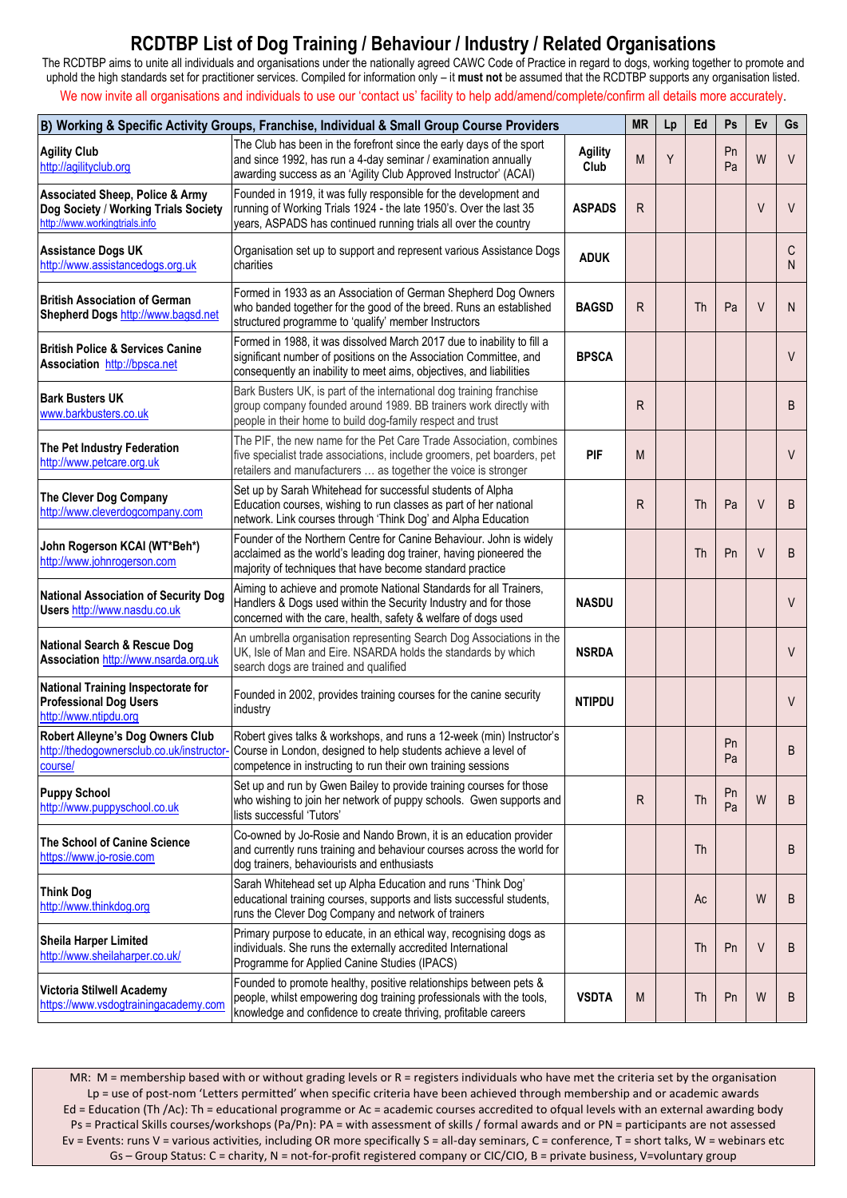# RCDTBP List of Dog Training / Behaviour / Industry / Related Organisations

The RCDTBP aims to unite all individuals and organisations under the nationally agreed CAWC Code of Practice in regard to dogs, working together to promote and uphold the high standards set for practitioner services. Compiled for information only – it **must not** be assumed that the RCDTBP supports any organisation listed.

We now invite all organisations and individuals to use our 'contact us' facility to help add/amend/complete/confirm all details more accurately.

| **B) Working & Specific Activity Groups, Franchise, Individual & Small Group Course Providers** | | | MR | Lp | Ed | Ps | Ev | Gs |
|---|---|---|---|---|---|---|---|---|
| **Agility Club** http://agilityclub.org | The Club has been in the forefront since the early days of the sport and since 1992, has run a 4-day seminar / examination annually awarding success as an 'Agility Club Approved Instructor' (ACAI) | **Agility Club** | M | Y | | Pn Pa | W | V |
| **Associated Sheep, Police & Army Dog Society / Working Trials Society** http://www.workingtrials.info | Founded in 1919, it was fully responsible for the development and running of Working Trials 1924 - the late 1950's. Over the last 35 years, ASPADS has continued running trials all over the country | **ASPADS** | R | | | | V | V |
| **Assistance Dogs UK** http://www.assistancedogs.org.uk | Organisation set up to support and represent various Assistance Dogs charities | **ADUK** | | | | | | C N |
| **British Association of German Shepherd Dogs** http://www.bagsd.net | Formed in 1933 as an Association of German Shepherd Dog Owners who banded together for the good of the breed. Runs an established structured programme to 'qualify' member Instructors | **BAGSD** | R | | Th | Pa | V | N |
| **British Police & Services Canine Association** http://bpsca.net | Formed in 1988, it was dissolved March 2017 due to inability to fill a significant number of positions on the Association Committee, and consequently an inability to meet aims, objectives, and liabilities | **BPSCA** | | | | | | V |
| **Bark Busters UK** www.barkbusters.co.uk | Bark Busters UK, is part of the international dog training franchise group company founded around 1989. BB trainers work directly with people in their home to build dog-family respect and trust | | R | | | | | B |
| **The Pet Industry Federation** http://www.petcare.org.uk | The PIF, the new name for the Pet Care Trade Association, combines five specialist trade associations, include groomers, pet boarders, pet retailers and manufacturers … as together the voice is stronger | **PIF** | M | | | | | V |
| **The Clever Dog Company** http://www.cleverdogcompany.com | Set up by Sarah Whitehead for successful students of Alpha Education courses, wishing to run classes as part of her national network. Link courses through 'Think Dog' and Alpha Education | | R | | Th | Pa | V | B |
| **John Rogerson KCAI (WT*Beh*)** http://www.johnrogerson.com | Founder of the Northern Centre for Canine Behaviour. John is widely acclaimed as the world's leading dog trainer, having pioneered the majority of techniques that have become standard practice | | | | Th | Pn | V | B |
| **National Association of Security Dog Users** http://www.nasdu.co.uk | Aiming to achieve and promote National Standards for all Trainers, Handlers & Dogs used within the Security Industry and for those concerned with the care, health, safety & welfare of dogs used | **NASDU** | | | | | | V |
| **National Search & Rescue Dog Association** http://www.nsarda.org.uk | An umbrella organisation representing Search Dog Associations in the UK, Isle of Man and Eire. NSARDA holds the standards by which search dogs are trained and qualified | **NSRDA** | | | | | | V |
| **National Training Inspectorate for Professional Dog Users** http://www.ntipdu.org | Founded in 2002, provides training courses for the canine security industry | **NTIPDU** | | | | | | V |
| **Robert Alleyne's Dog Owners Club** http://thedogownersclub.co.uk/instructor-course/ | Robert gives talks & workshops, and runs a 12-week (min) Instructor's Course in London, designed to help students achieve a level of competence in training to run their own training sessions | | | | | Pn Pa | | B |
| **Puppy School** http://www.puppyschool.co.uk | Set up and run by Gwen Bailey to provide training courses for those who wishing to join her network of puppy schools. Gwen supports and lists successful 'Tutors' | | R | | Th | Pn Pa | W | B |
| **The School of Canine Science** https://www.jo-rosie.com | Co-owned by Jo-Rosie and Nando Brown, it is an education provider and currently runs training and behaviour courses across the world for dog trainers, behaviourists and enthusiasts | | | | Th | | | B |
| **Think Dog** http://www.thinkdog.org | Sarah Whitehead set up Alpha Education and runs 'Think Dog' educational training courses, supports and lists successful students, runs the Clever Dog Company and network of trainers | | | | Ac | | W | B |
| **Sheila Harper Limited** http://www.sheilaharper.co.uk/ | Primary purpose to educate, in an ethical way, recognising dogs as individuals. She runs the externally accredited International Programme for Applied Canine Studies (IPACS) | | | | Th | Pn | V | B |
| **Victoria Stilwell Academy** https://www.vsdogtrainingacademy.com | Founded to promote healthy, positive relationships between pets & people, whilst empowering dog training professionals with the tools, knowledge and confidence to create thriving, profitable careers | **VSDTA** | M | | Th | Pn | W | B |

MR: M = membership based with or without grading levels or R = registers individuals who have met the criteria set by the organisation
Lp = use of post-nom 'Letters permitted' when specific criteria have been achieved through membership and or academic awards
Ed = Education (Th /Ac): Th = educational programme or Ac = academic courses accredited to ofqual levels with an external awarding body
Ps = Practical Skills courses/workshops (Pa/Pn): PA = with assessment of skills / formal awards and or PN = participants are not assessed
Ev = Events: runs V = various activities, including OR more specifically S = all-day seminars, C = conference, T = short talks, W = webinars etc
Gs – Group Status: C = charity, N = not-for-profit registered company or CIC/CIO, B = private business, V=voluntary group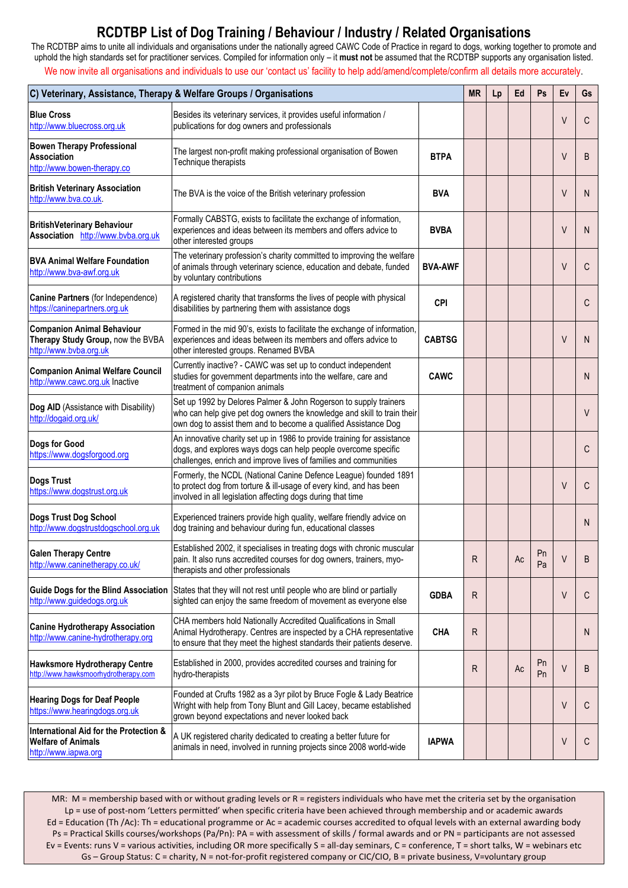# RCDTBP List of Dog Training / Behaviour / Industry / Related Organisations

The RCDTBP aims to unite all individuals and organisations under the nationally agreed CAWC Code of Practice in regard to dogs, working together to promote and uphold the high standards set for practitioner services. Compiled for information only – it **must not** be assumed that the RCDTBP supports any organisation listed.

We now invite all organisations and individuals to use our 'contact us' facility to help add/amend/complete/confirm all details more accurately.

| C) Veterinary, Assistance, Therapy & Welfare Groups / Organisations | | | MR | Lp | Ed | Ps | Ev | Gs |
|---|---|---|---|---|---|---|---|---|
| **Blue Cross** http://www.bluecross.org.uk | Besides its veterinary services, it provides useful information / publications for dog owners and professionals | | | | | | V | C |
| **Bowen Therapy Professional Association** http://www.bowen-therapy.co | The largest non-profit making professional organisation of Bowen Technique therapists | **BTPA** | | | | | V | B |
| **British Veterinary Association** http://www.bva.co.uk. | The BVA is the voice of the British veterinary profession | **BVA** | | | | | V | N |
| **BritishVeterinary Behaviour Association** http://www.bvba.org.uk | Formally CABSTG, exists to facilitate the exchange of information, experiences and ideas between its members and offers advice to other interested groups | **BVBA** | | | | | V | N |
| **BVA Animal Welfare Foundation** http://www.bva-awf.org.uk | The veterinary profession's charity committed to improving the welfare of animals through veterinary science, education and debate, funded by voluntary contributions | **BVA-AWF** | | | | | V | C |
| **Canine Partners** (for Independence) https://caninepartners.org.uk | A registered charity that transforms the lives of people with physical disabilities by partnering them with assistance dogs | **CPI** | | | | | | C |
| **Companion Animal Behaviour Therapy Study Group,** now the BVBA http://www.bvba.org.uk | Formed in the mid 90's, exists to facilitate the exchange of information, experiences and ideas between its members and offers advice to other interested groups. Renamed BVBA | **CABTSG** | | | | | V | N |
| **Companion Animal Welfare Council** http://www.cawc.org.uk Inactive | Currently inactive? - CAWC was set up to conduct independent studies for government departments into the welfare, care and treatment of companion animals | **CAWC** | | | | | | N |
| **Dog AID** (Assistance with Disability) http://dogaid.org.uk/ | Set up 1992 by Delores Palmer & John Rogerson to supply trainers who can help give pet dog owners the knowledge and skill to train their own dog to assist them and to become a qualified Assistance Dog | | | | | | | V |
| **Dogs for Good** https://www.dogsforgood.org | An innovative charity set up in 1986 to provide training for assistance dogs, and explores ways dogs can help people overcome specific challenges, enrich and improve lives of families and communities | | | | | | | C |
| **Dogs Trust** https://www.dogstrust.org.uk | Formerly, the NCDL (National Canine Defence League) founded 1891 to protect dog from torture & ill-usage of every kind, and has been involved in all legislation affecting dogs during that time | | | | | | V | C |
| **Dogs Trust Dog School** http://www.dogstrustdogschool.org.uk | Experienced trainers provide high quality, welfare friendly advice on dog training and behaviour during fun, educational classes | | | | | | | N |
| **Galen Therapy Centre** http://www.caninetherapy.co.uk/ | Established 2002, it specialises in treating dogs with chronic muscular pain. It also runs accredited courses for dog owners, trainers, myo-therapists and other professionals | | R | | Ac | Pn Pa | V | B |
| **Guide Dogs for the Blind Association** http://www.guidedogs.org.uk | States that they will not rest until people who are blind or partially sighted can enjoy the same freedom of movement as everyone else | **GDBA** | R | | | | V | C |
| **Canine Hydrotherapy Association** http://www.canine-hydrotherapy.org | CHA members hold Nationally Accredited Qualifications in Small Animal Hydrotherapy. Centres are inspected by a CHA representative to ensure that they meet the highest standards their patients deserve. | **CHA** | R | | | | | N |
| **Hawksmore Hydrotherapy Centre** http://www.hawksmoorhydrotherapy.com | Established in 2000, provides accredited courses and training for hydro-therapists | | R | | Ac | Pn Pn | V | B |
| **Hearing Dogs for Deaf People** https://www.hearingdogs.org.uk | Founded at Crufts 1982 as a 3yr pilot by Bruce Fogle & Lady Beatrice Wright with help from Tony Blunt and Gill Lacey, became established grown beyond expectations and never looked back | | | | | | V | C |
| **International Aid for the Protection & Welfare of Animals** http://www.iapwa.org | A UK registered charity dedicated to creating a better future for animals in need, involved in running projects since 2008 world-wide | **IAPWA** | | | | | V | C |

MR: M = membership based with or without grading levels or R = registers individuals who have met the criteria set by the organisation
Lp = use of post-nom 'Letters permitted' when specific criteria have been achieved through membership and or academic awards
Ed = Education (Th /Ac): Th = educational programme or Ac = academic courses accredited to ofqual levels with an external awarding body
Ps = Practical Skills courses/workshops (Pa/Pn): PA = with assessment of skills / formal awards and or PN = participants are not assessed
Ev = Events: runs V = various activities, including OR more specifically S = all-day seminars, C = conference, T = short talks, W = webinars etc
Gs – Group Status: C = charity, N = not-for-profit registered company or CIC/CIO, B = private business, V=voluntary group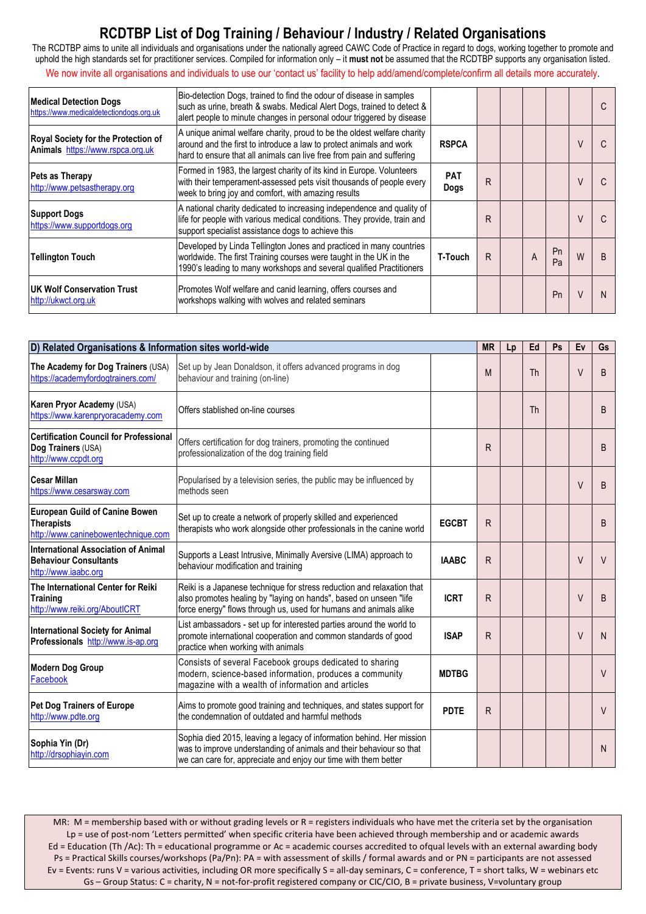# RCDTBP List of Dog Training / Behaviour / Industry / Related Organisations

The RCDTBP aims to unite all individuals and organisations under the nationally agreed CAWC Code of Practice in regard to dogs, working together to promote and uphold the high standards set for practitioner services. Compiled for information only – it **must not** be assumed that the RCDTBP supports any organisation listed.

We now invite all organisations and individuals to use our 'contact us' facility to help add/amend/complete/confirm all details more accurately.

| | | | | | | | | |
|---|---|---|---|---|---|---|---|---|
| **Medical Detection Dogs** https://www.medicaldetectiondogs.org.uk | Bio-detection Dogs, trained to find the odour of disease in samples such as urine, breath & swabs. Medical Alert Dogs, trained to detect & alert people to minute changes in personal odour triggered by disease | | | | | | | C |
| **Royal Society for the Protection of Animals** https://www.rspca.org.uk | A unique animal welfare charity, proud to be the oldest welfare charity around and the first to introduce a law to protect animals and work hard to ensure that all animals can live free from pain and suffering | **RSPCA** | | | | | V | C |
| **Pets as Therapy** http://www.petsastherapy.org | Formed in 1983, the largest charity of its kind in Europe. Volunteers with their temperament-assessed pets visit thousands of people every week to bring joy and comfort, with amazing results | **PAT Dogs** | R | | | | V | C |
| **Support Dogs** https://www.supportdogs.org | A national charity dedicated to increasing independence and quality of life for people with various medical conditions. They provide, train and support specialist assistance dogs to achieve this | | R | | | | V | C |
| **Tellington Touch** | Developed by Linda Tellington Jones and practiced in many countries worldwide. The first Training courses were taught in the UK in the 1990's leading to many workshops and several qualified Practitioners | **T-Touch** | R | | A | Pn Pa | W | B |
| **UK Wolf Conservation Trust** http://ukwct.org.uk | Promotes Wolf welfare and canid learning, offers courses and workshops walking with wolves and related seminars | | | | | Pn | V | N |

| D) Related Organisations & Information sites world-wide | | | MR | Lp | Ed | Ps | Ev | Gs |
|---|---|---|---|---|---|---|---|---|
| **The Academy for Dog Trainers** (USA) https://academyfordogtrainers.com/ | Set up by Jean Donaldson, it offers advanced programs in dog behaviour and training (on-line) | | M | | Th | | V | B |
| **Karen Pryor Academy** (USA) https://www.karenpryoracademy.com | Offers stablished on-line courses | | | | Th | | | B |
| **Certification Council for Professional Dog Trainers** (USA) http://www.ccpdt.org | Offers certification for dog trainers, promoting the continued professionalization of the dog training field | | R | | | | | B |
| **Cesar Millan** https://www.cesarsway.com | Popularised by a television series, the public may be influenced by methods seen | | | | | | V | B |
| **European Guild of Canine Bowen Therapists** http://www.caninebowentechnique.com | Set up to create a network of properly skilled and experienced therapists who work alongside other professionals in the canine world | **EGCBT** | R | | | | | B |
| **International Association of Animal Behaviour Consultants** http://www.iaabc.org | Supports a Least Intrusive, Minimally Aversive (LIMA) approach to behaviour modification and training | **IAABC** | R | | | | V | V |
| **The International Center for Reiki Training** http://www.reiki.org/AboutICRT | Reiki is a Japanese technique for stress reduction and relaxation that also promotes healing by "laying on hands", based on unseen "life force energy" flows through us, used for humans and animals alike | **ICRT** | R | | | | V | B |
| **International Society for Animal Professionals** http://www.is-ap.org | List ambassadors - set up for interested parties around the world to promote international cooperation and common standards of good practice when working with animals | **ISAP** | R | | | | V | N |
| **Modern Dog Group** Facebook | Consists of several Facebook groups dedicated to sharing modern, science-based information, produces a community magazine with a wealth of information and articles | **MDTBG** | | | | | | V |
| **Pet Dog Trainers of Europe** http://www.pdte.org | Aims to promote good training and techniques, and states support for the condemnation of outdated and harmful methods | **PDTE** | R | | | | | V |
| **Sophia Yin (Dr)** http://drsophiayin.com | Sophia died 2015, leaving a legacy of information behind. Her mission was to improve understanding of animals and their behaviour so that we can care for, appreciate and enjoy our time with them better | | | | | | | N |

MR: M = membership based with or without grading levels or R = registers individuals who have met the criteria set by the organisation
Lp = use of post-nom 'Letters permitted' when specific criteria have been achieved through membership and or academic awards
Ed = Education (Th /Ac): Th = educational programme or Ac = academic courses accredited to ofqual levels with an external awarding body
Ps = Practical Skills courses/workshops (Pa/Pn): PA = with assessment of skills / formal awards and or PN = participants are not assessed
Ev = Events: runs V = various activities, including OR more specifically S = all-day seminars, C = conference, T = short talks, W = webinars etc
Gs – Group Status: C = charity, N = not-for-profit registered company or CIC/CIO, B = private business, V=voluntary group